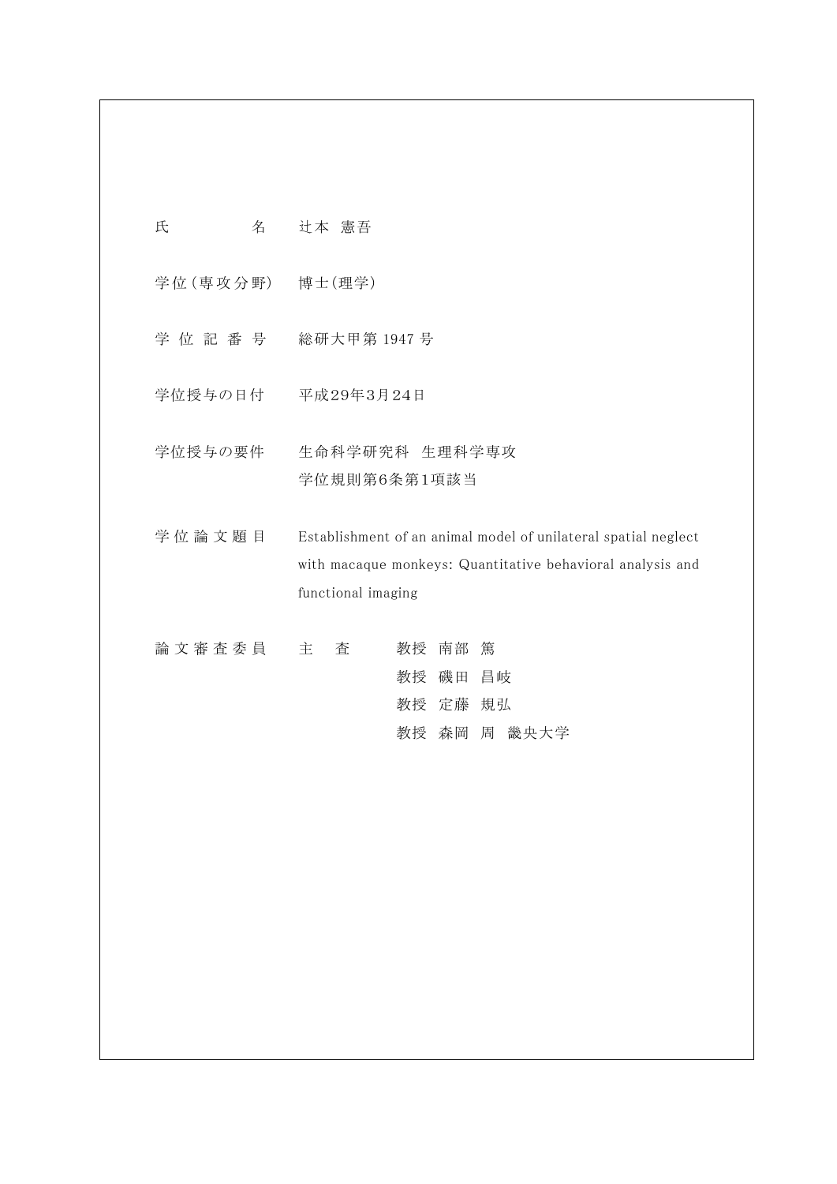| | |
|---|---|
| 氏　　　　名 | 辻本 憲吾 |
| 学位（専攻分野） | 博士(理学) |
| 学 位 記 番 号 | 総研大甲第 1947 号 |
| 学位授与の日付 | 平成29年3月24日 |
| 学位授与の要件 | 生命科学研究科　生理科学専攻<br>学位規則第6条第1項該当 |
| 学 位 論 文 題 目 | Establishment of an animal model of unilateral spatial neglect with macaque monkeys: Quantitative behavioral analysis and functional imaging |
| 論 文 審 査 委 員 | 主　査　　教授 南部 篤<br>教授 磯田 昌岐<br>教授 定藤 規弘<br>教授 森岡 周 畿央大学 |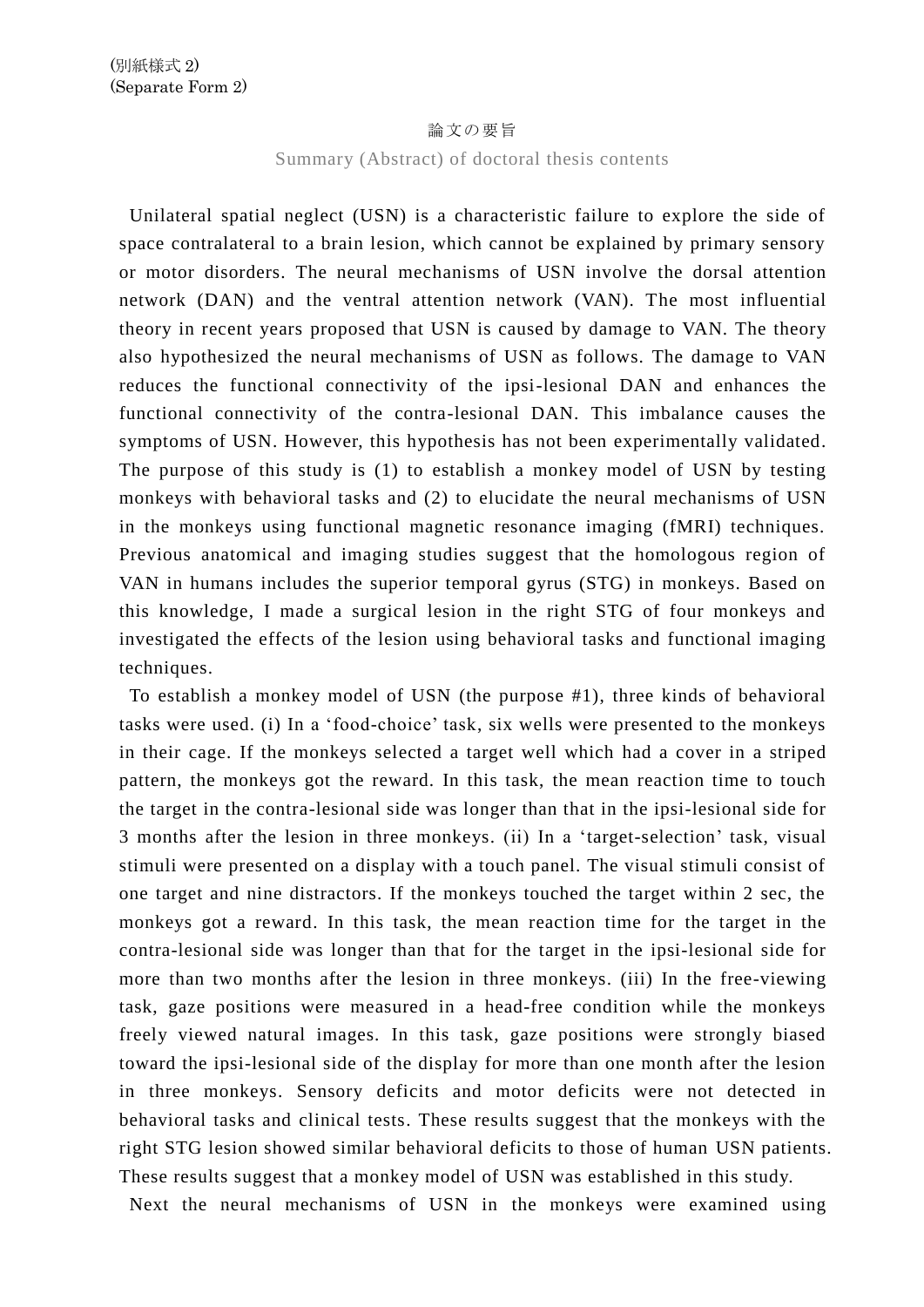(別紙様式 2)
(Separate Form 2)

論文の要旨

Summary (Abstract) of doctoral thesis contents

Unilateral spatial neglect (USN) is a characteristic failure to explore the side of space contralateral to a brain lesion, which cannot be explained by primary sensory or motor disorders. The neural mechanisms of USN involve the dorsal attention network (DAN) and the ventral attention network (VAN). The most influential theory in recent years proposed that USN is caused by damage to VAN. The theory also hypothesized the neural mechanisms of USN as follows. The damage to VAN reduces the functional connectivity of the ipsi-lesional DAN and enhances the functional connectivity of the contra-lesional DAN. This imbalance causes the symptoms of USN. However, this hypothesis has not been experimentally validated. The purpose of this study is (1) to establish a monkey model of USN by testing monkeys with behavioral tasks and (2) to elucidate the neural mechanisms of USN in the monkeys using functional magnetic resonance imaging (fMRI) techniques. Previous anatomical and imaging studies suggest that the homologous region of VAN in humans includes the superior temporal gyrus (STG) in monkeys. Based on this knowledge, I made a surgical lesion in the right STG of four monkeys and investigated the effects of the lesion using behavioral tasks and functional imaging techniques.

To establish a monkey model of USN (the purpose #1), three kinds of behavioral tasks were used. (i) In a 'food-choice' task, six wells were presented to the monkeys in their cage. If the monkeys selected a target well which had a cover in a striped pattern, the monkeys got the reward. In this task, the mean reaction time to touch the target in the contra-lesional side was longer than that in the ipsi-lesional side for 3 months after the lesion in three monkeys. (ii) In a 'target-selection' task, visual stimuli were presented on a display with a touch panel. The visual stimuli consist of one target and nine distractors. If the monkeys touched the target within 2 sec, the monkeys got a reward. In this task, the mean reaction time for the target in the contra-lesional side was longer than that for the target in the ipsi-lesional side for more than two months after the lesion in three monkeys. (iii) In the free-viewing task, gaze positions were measured in a head-free condition while the monkeys freely viewed natural images. In this task, gaze positions were strongly biased toward the ipsi-lesional side of the display for more than one month after the lesion in three monkeys. Sensory deficits and motor deficits were not detected in behavioral tasks and clinical tests. These results suggest that the monkeys with the right STG lesion showed similar behavioral deficits to those of human USN patients. These results suggest that a monkey model of USN was established in this study.

Next the neural mechanisms of USN in the monkeys were examined using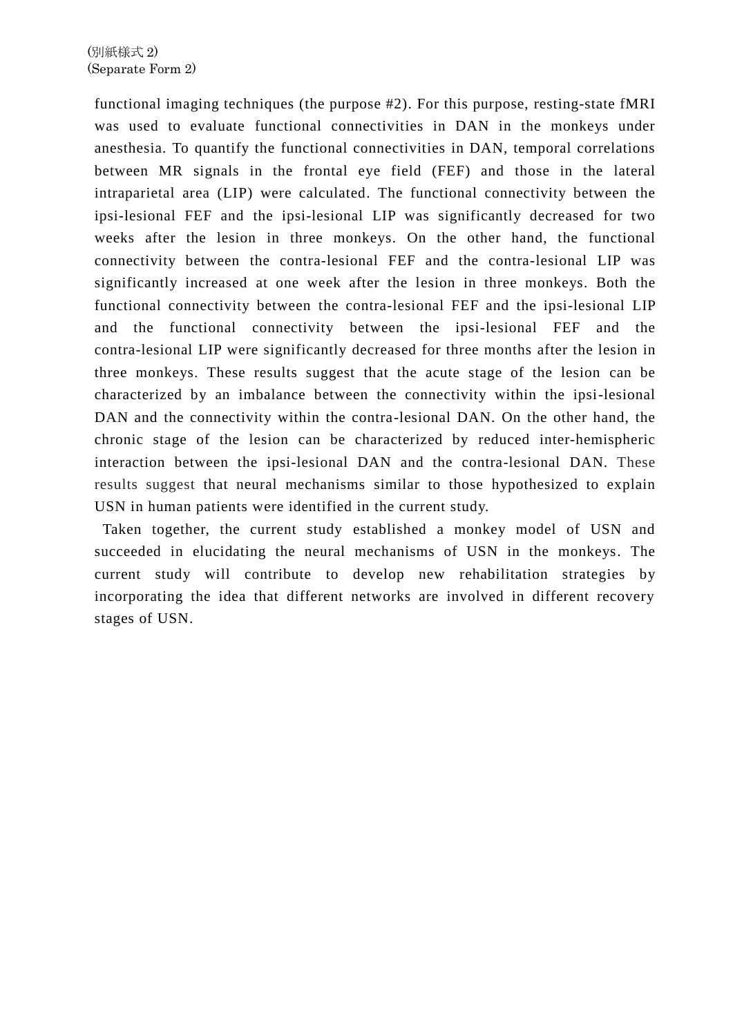functional imaging techniques (the purpose #2). For this purpose, resting-state fMRI was used to evaluate functional connectivities in DAN in the monkeys under anesthesia. To quantify the functional connectivities in DAN, temporal correlations between MR signals in the frontal eye field (FEF) and those in the lateral intraparietal area (LIP) were calculated. The functional connectivity between the ipsi-lesional FEF and the ipsi-lesional LIP was significantly decreased for two weeks after the lesion in three monkeys. On the other hand, the functional connectivity between the contra-lesional FEF and the contra-lesional LIP was significantly increased at one week after the lesion in three monkeys. Both the functional connectivity between the contra-lesional FEF and the ipsi-lesional LIP and the functional connectivity between the ipsi-lesional FEF and the contra-lesional LIP were significantly decreased for three months after the lesion in three monkeys. These results suggest that the acute stage of the lesion can be characterized by an imbalance between the connectivity within the ipsi-lesional DAN and the connectivity within the contra-lesional DAN. On the other hand, the chronic stage of the lesion can be characterized by reduced inter-hemispheric interaction between the ipsi-lesional DAN and the contra-lesional DAN. These results suggest that neural mechanisms similar to those hypothesized to explain USN in human patients were identified in the current study.

Taken together, the current study established a monkey model of USN and succeeded in elucidating the neural mechanisms of USN in the monkeys. The current study will contribute to develop new rehabilitation strategies by incorporating the idea that different networks are involved in different recovery stages of USN.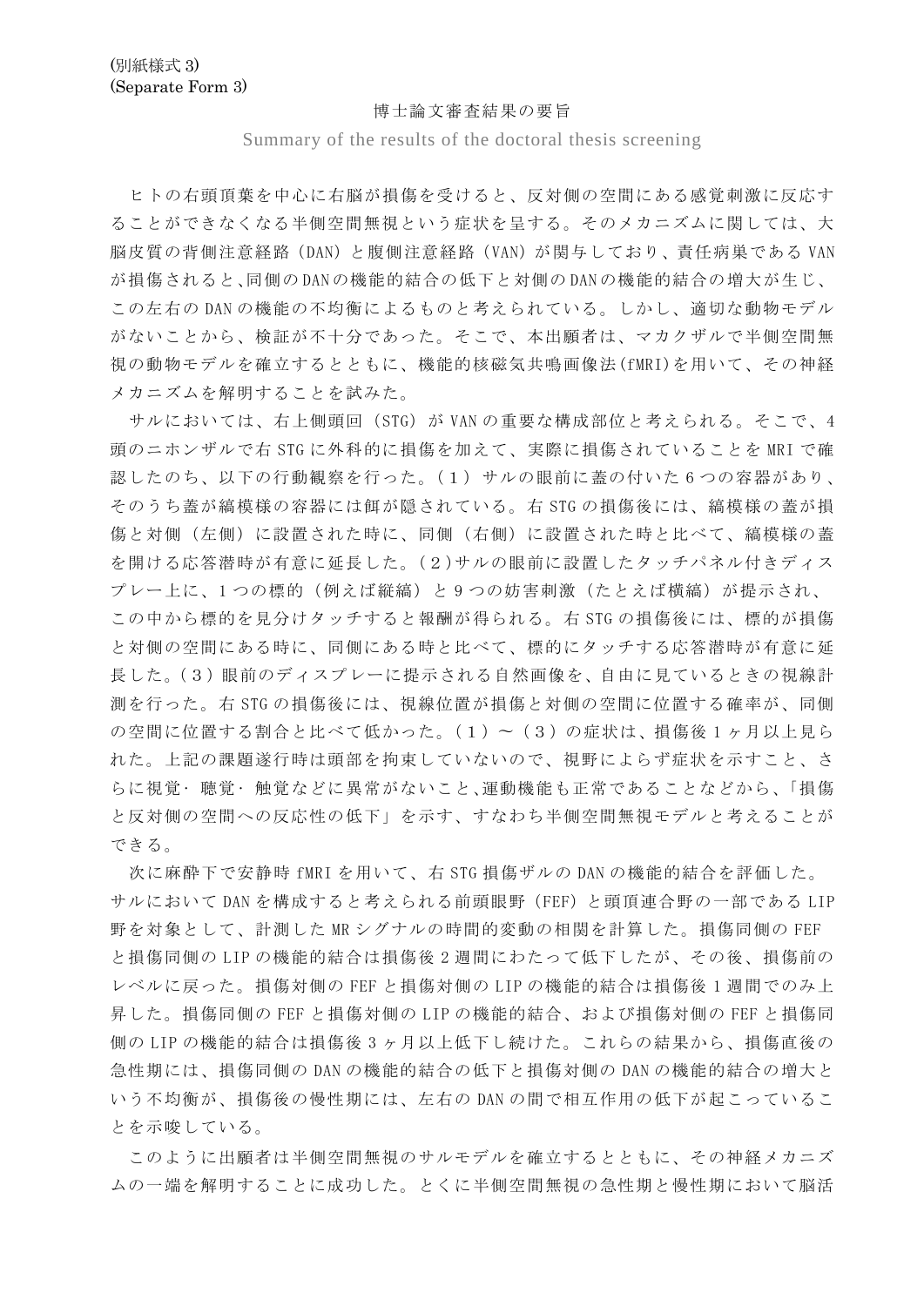(別紙様式 3)
(Separate Form 3)

## 博士論文審査結果の要旨

Summary of the results of the doctoral thesis screening

ヒトの右頭頂葉を中心に右脳が損傷を受けると、反対側の空間にある感覚刺激に反応することができなくなる半側空間無視という症状を呈する。そのメカニズムに関しては、大脳皮質の背側注意経路（DAN）と腹側注意経路（VAN）が関与しており、責任病巣である VAN が損傷されると、同側の DAN の機能的結合の低下と対側の DAN の機能的結合の増大が生じ、この左右の DAN の機能の不均衡によるものと考えられている。しかし、適切な動物モデルがないことから、検証が不十分であった。そこで、本出願者は、マカクザルで半側空間無視の動物モデルを確立するとともに、機能的核磁気共鳴画像法(fMRI)を用いて、その神経メカニズムを解明することを試みた。

サルにおいては、右上側頭回（STG）が VAN の重要な構成部位と考えられる。そこで、4 頭のニホンザルで右 STG に外科的に損傷を加えて、実際に損傷されていることを MRI で確認したのち、以下の行動観察を行った。（1）サルの眼前に蓋の付いた 6 つの容器があり、そのうち蓋が縞模様の容器には餌が隠されている。右 STG の損傷後には、縞模様の蓋が損傷と対側（左側）に設置された時に、同側（右側）に設置された時と比べて、縞模様の蓋を開ける応答潜時が有意に延長した。（2）サルの眼前に設置したタッチパネル付きディスプレー上に、1 つの標的（例えば縦縞）と 9 つの妨害刺激（たとえば横縞）が提示され、この中から標的を見分けタッチすると報酬が得られる。右 STG の損傷後には、標的が損傷と対側の空間にある時に、同側にある時と比べて、標的にタッチする応答潜時が有意に延長した。（3）眼前のディスプレーに提示される自然画像を、自由に見ているときの視線計測を行った。右 STG の損傷後には、視線位置が損傷と対側の空間に位置する確率が、同側の空間に位置する割合と比べて低かった。（1）～（3）の症状は、損傷後 1 ヶ月以上見られた。上記の課題遂行時は頭部を拘束していないので、視野によらず症状を示すこと、さらに視覚・聴覚・触覚などに異常がないこと、運動機能も正常であることなどから、「損傷と反対側の空間への反応性の低下」を示す、すなわち半側空間無視モデルと考えることができる。

次に麻酔下で安静時 fMRI を用いて、右 STG 損傷ザルの DAN の機能的結合を評価した。サルにおいて DAN を構成すると考えられる前頭眼野（FEF）と頭頂連合野の一部である LIP 野を対象として、計測した MR シグナルの時間的変動の相関を計算した。損傷同側の FEF と損傷同側の LIP の機能的結合は損傷後 2 週間にわたって低下したが、その後、損傷前のレベルに戻った。損傷対側の FEF と損傷対側の LIP の機能的結合は損傷後 1 週間でのみ上昇した。損傷同側の FEF と損傷対側の LIP の機能的結合、および損傷対側の FEF と損傷同側の LIP の機能的結合は損傷後 3 ヶ月以上低下し続けた。これらの結果から、損傷直後の急性期には、損傷同側の DAN の機能的結合の低下と損傷対側の DAN の機能的結合の増大という不均衡が、損傷後の慢性期には、左右の DAN の間で相互作用の低下が起こっていることを示唆している。

このように出願者は半側空間無視のサルモデルを確立するとともに、その神経メカニズムの一端を解明することに成功した。とくに半側空間無視の急性期と慢性期において脳活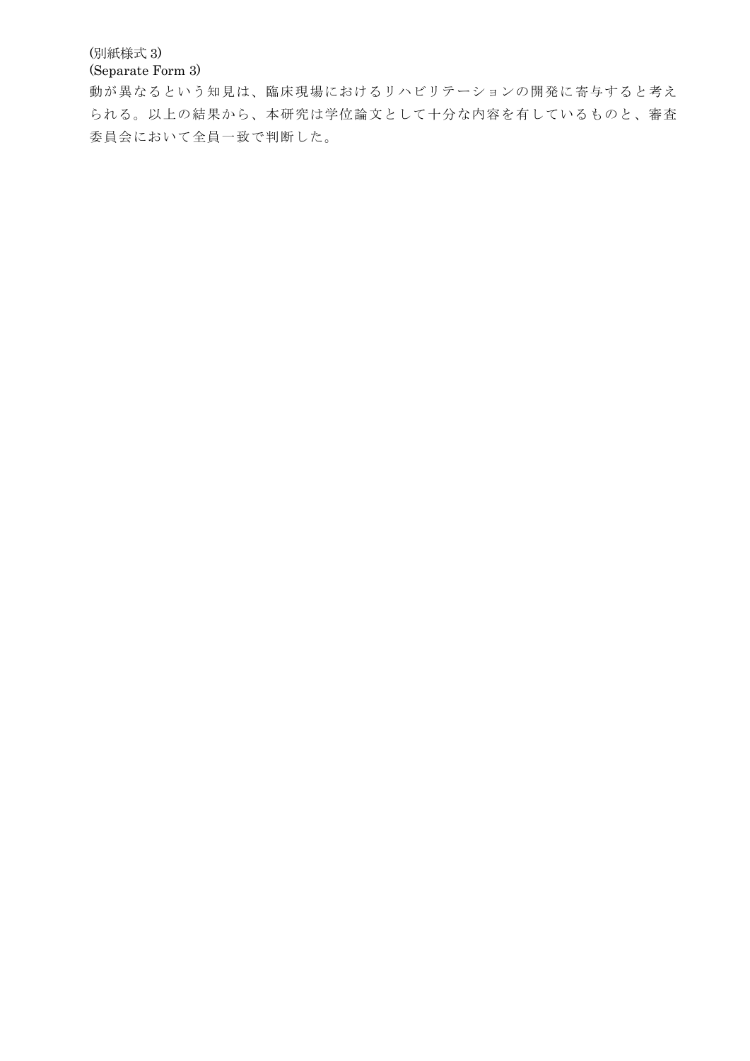(別紙様式 3)
(Separate Form 3)

動が異なるという知見は、臨床現場におけるリハビリテーションの開発に寄与すると考えられる。以上の結果から、本研究は学位論文として十分な内容を有しているものと、審査委員会において全員一致で判断した。